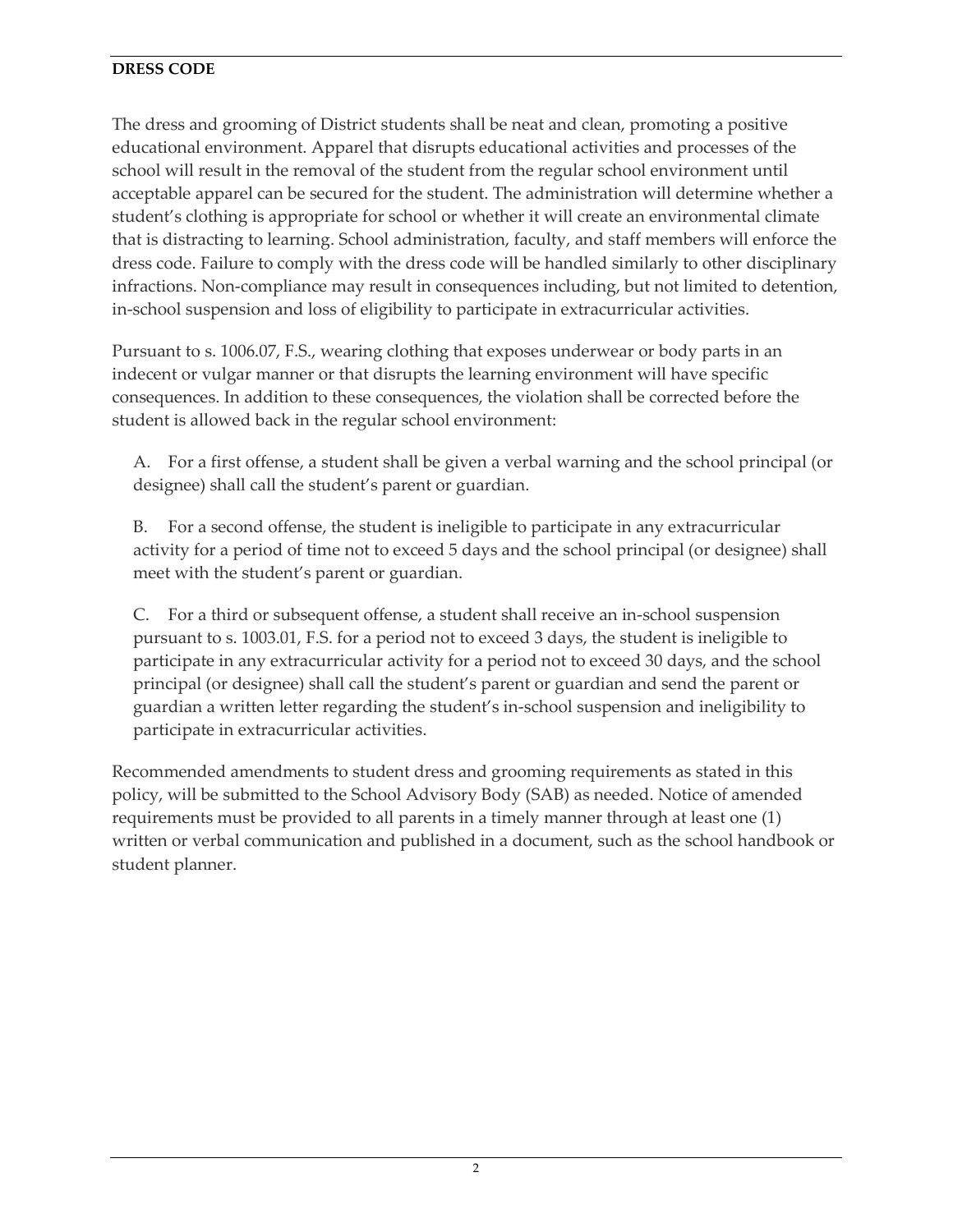**DRESS CODE**

The dress and grooming of District students shall be neat and clean, promoting a positive educational environment. Apparel that disrupts educational activities and processes of the school will result in the removal of the student from the regular school environment until acceptable apparel can be secured for the student. The administration will determine whether a student's clothing is appropriate for school or whether it will create an environmental climate that is distracting to learning. School administration, faculty, and staff members will enforce the dress code. Failure to comply with the dress code will be handled similarly to other disciplinary infractions. Non-compliance may result in consequences including, but not limited to detention, in-school suspension and loss of eligibility to participate in extracurricular activities.

Pursuant to s. 1006.07, F.S., wearing clothing that exposes underwear or body parts in an indecent or vulgar manner or that disrupts the learning environment will have specific consequences. In addition to these consequences, the violation shall be corrected before the student is allowed back in the regular school environment:

A. For a first offense, a student shall be given a verbal warning and the school principal (or designee) shall call the student's parent or guardian.

B. For a second offense, the student is ineligible to participate in any extracurricular activity for a period of time not to exceed 5 days and the school principal (or designee) shall meet with the student's parent or guardian.

C. For a third or subsequent offense, a student shall receive an in-school suspension pursuant to s. 1003.01, F.S. for a period not to exceed 3 days, the student is ineligible to participate in any extracurricular activity for a period not to exceed 30 days, and the school principal (or designee) shall call the student's parent or guardian and send the parent or guardian a written letter regarding the student's in-school suspension and ineligibility to participate in extracurricular activities.

Recommended amendments to student dress and grooming requirements as stated in this policy, will be submitted to the School Advisory Body (SAB) as needed. Notice of amended requirements must be provided to all parents in a timely manner through at least one (1) written or verbal communication and published in a document, such as the school handbook or student planner.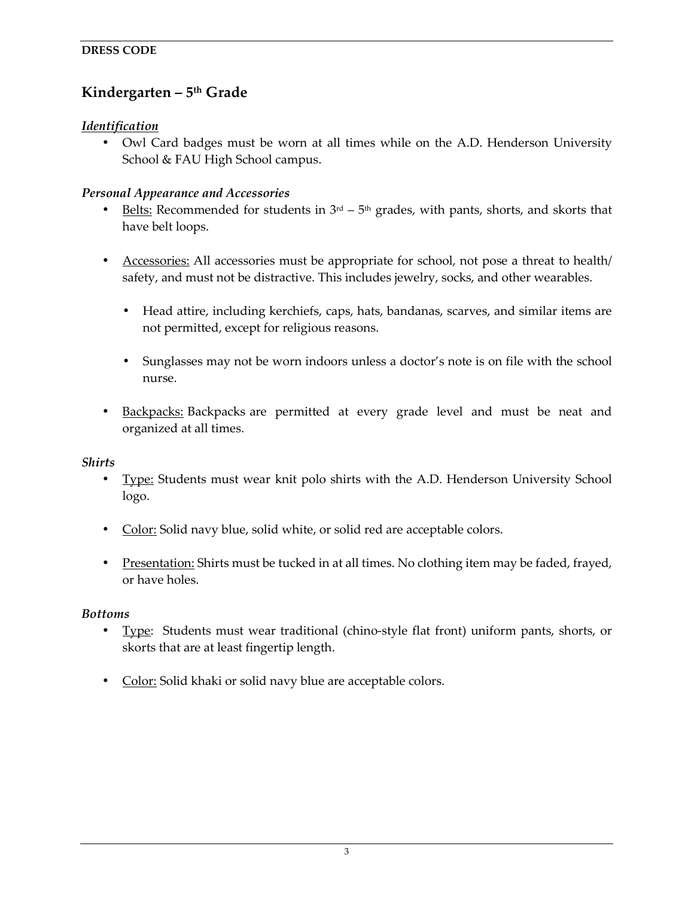**DRESS CODE**

## Kindergarten – 5th Grade

***Identification***

- Owl Card badges must be worn at all times while on the A.D. Henderson University School & FAU High School campus.

***Personal Appearance and Accessories***

- Belts: Recommended for students in 3rd – 5th grades, with pants, shorts, and skorts that have belt loops.

- Accessories: All accessories must be appropriate for school, not pose a threat to health/ safety, and must not be distractive. This includes jewelry, socks, and other wearables.

  - Head attire, including kerchiefs, caps, hats, bandanas, scarves, and similar items are not permitted, except for religious reasons.

  - Sunglasses may not be worn indoors unless a doctor's note is on file with the school nurse.

- Backpacks: Backpacks are permitted at every grade level and must be neat and organized at all times.

***Shirts***

- Type: Students must wear knit polo shirts with the A.D. Henderson University School logo.

- Color: Solid navy blue, solid white, or solid red are acceptable colors.

- Presentation: Shirts must be tucked in at all times. No clothing item may be faded, frayed, or have holes.

***Bottoms***

- Type: Students must wear traditional (chino-style flat front) uniform pants, shorts, or skorts that are at least fingertip length.

- Color: Solid khaki or solid navy blue are acceptable colors.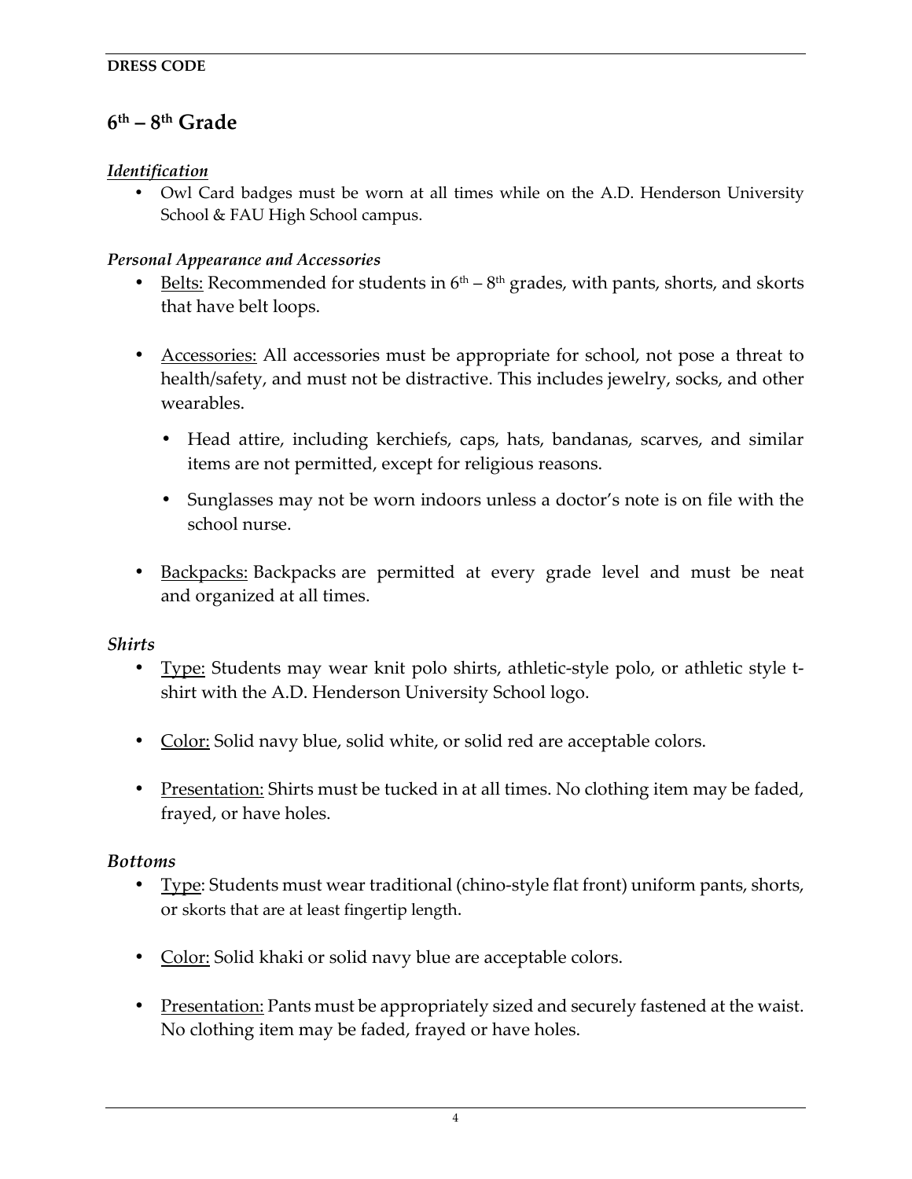**DRESS CODE**

## 6th – 8th Grade

***Identification***

- Owl Card badges must be worn at all times while on the A.D. Henderson University School & FAU High School campus.

***Personal Appearance and Accessories***

- Belts: Recommended for students in 6th – 8th grades, with pants, shorts, and skorts that have belt loops.
- Accessories: All accessories must be appropriate for school, not pose a threat to health/safety, and must not be distractive. This includes jewelry, socks, and other wearables.
  - Head attire, including kerchiefs, caps, hats, bandanas, scarves, and similar items are not permitted, except for religious reasons.
  - Sunglasses may not be worn indoors unless a doctor's note is on file with the school nurse.
- Backpacks: Backpacks are permitted at every grade level and must be neat and organized at all times.

***Shirts***

- Type: Students may wear knit polo shirts, athletic-style polo, or athletic style t-shirt with the A.D. Henderson University School logo.
- Color: Solid navy blue, solid white, or solid red are acceptable colors.
- Presentation: Shirts must be tucked in at all times. No clothing item may be faded, frayed, or have holes.

***Bottoms***

- Type: Students must wear traditional (chino-style flat front) uniform pants, shorts, or skorts that are at least fingertip length.
- Color: Solid khaki or solid navy blue are acceptable colors.
- Presentation: Pants must be appropriately sized and securely fastened at the waist. No clothing item may be faded, frayed or have holes.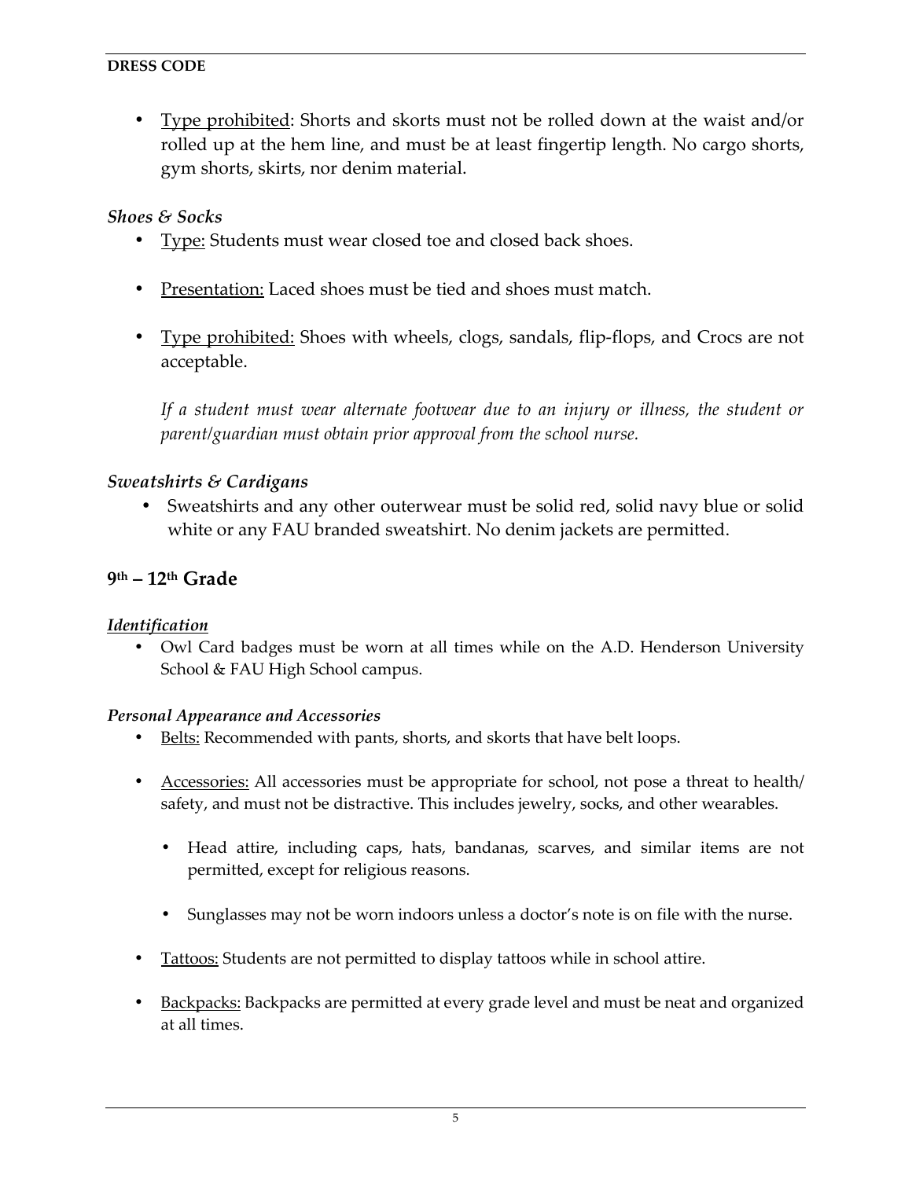- Type prohibited: Shorts and skorts must not be rolled down at the waist and/or rolled up at the hem line, and must be at least fingertip length. No cargo shorts, gym shorts, skirts, nor denim material.

### *Shoes & Socks*

- Type: Students must wear closed toe and closed back shoes.
- Presentation: Laced shoes must be tied and shoes must match.
- Type prohibited: Shoes with wheels, clogs, sandals, flip-flops, and Crocs are not acceptable.

  *If a student must wear alternate footwear due to an injury or illness, the student or parent/guardian must obtain prior approval from the school nurse.*

### *Sweatshirts & Cardigans*

- Sweatshirts and any other outerwear must be solid red, solid navy blue or solid white or any FAU branded sweatshirt. No denim jackets are permitted.

## 9th – 12th Grade

### *Identification*

- Owl Card badges must be worn at all times while on the A.D. Henderson University School & FAU High School campus.

### *Personal Appearance and Accessories*

- Belts: Recommended with pants, shorts, and skorts that have belt loops.
- Accessories: All accessories must be appropriate for school, not pose a threat to health/ safety, and must not be distractive. This includes jewelry, socks, and other wearables.
  - Head attire, including caps, hats, bandanas, scarves, and similar items are not permitted, except for religious reasons.
  - Sunglasses may not be worn indoors unless a doctor's note is on file with the nurse.
- Tattoos: Students are not permitted to display tattoos while in school attire.
- Backpacks: Backpacks are permitted at every grade level and must be neat and organized at all times.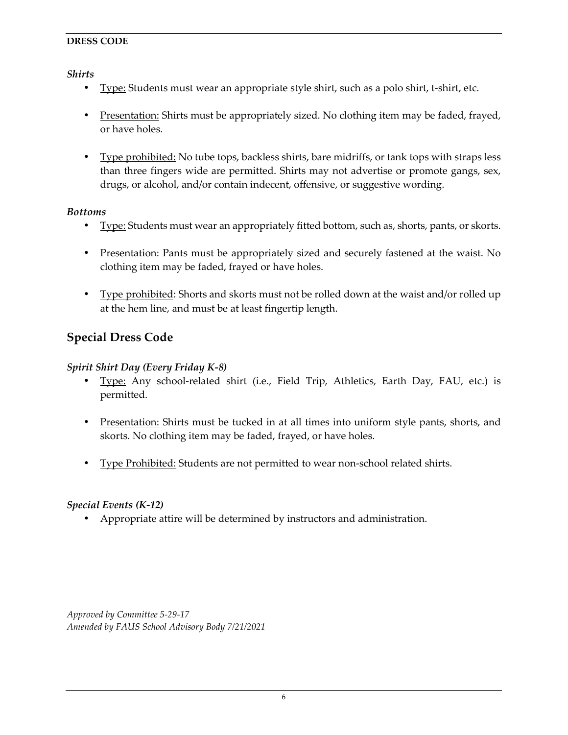**DRESS CODE**

### *Shirts*

- <u>Type:</u> Students must wear an appropriate style shirt, such as a polo shirt, t-shirt, etc.
- <u>Presentation:</u> Shirts must be appropriately sized. No clothing item may be faded, frayed, or have holes.
- <u>Type prohibited:</u> No tube tops, backless shirts, bare midriffs, or tank tops with straps less than three fingers wide are permitted. Shirts may not advertise or promote gangs, sex, drugs, or alcohol, and/or contain indecent, offensive, or suggestive wording.

### *Bottoms*

- <u>Type:</u> Students must wear an appropriately fitted bottom, such as, shorts, pants, or skorts.
- <u>Presentation:</u> Pants must be appropriately sized and securely fastened at the waist. No clothing item may be faded, frayed or have holes.
- <u>Type prohibited</u>: Shorts and skorts must not be rolled down at the waist and/or rolled up at the hem line, and must be at least fingertip length.

## Special Dress Code

### *Spirit Shirt Day (Every Friday K-8)*

- <u>Type:</u> Any school-related shirt (i.e., Field Trip, Athletics, Earth Day, FAU, etc.) is permitted.
- <u>Presentation:</u> Shirts must be tucked in at all times into uniform style pants, shorts, and skorts. No clothing item may be faded, frayed, or have holes.
- <u>Type Prohibited:</u> Students are not permitted to wear non-school related shirts.

### *Special Events (K-12)*

- Appropriate attire will be determined by instructors and administration.

*Approved by Committee 5-29-17*
*Amended by FAUS School Advisory Body 7/21/2021*